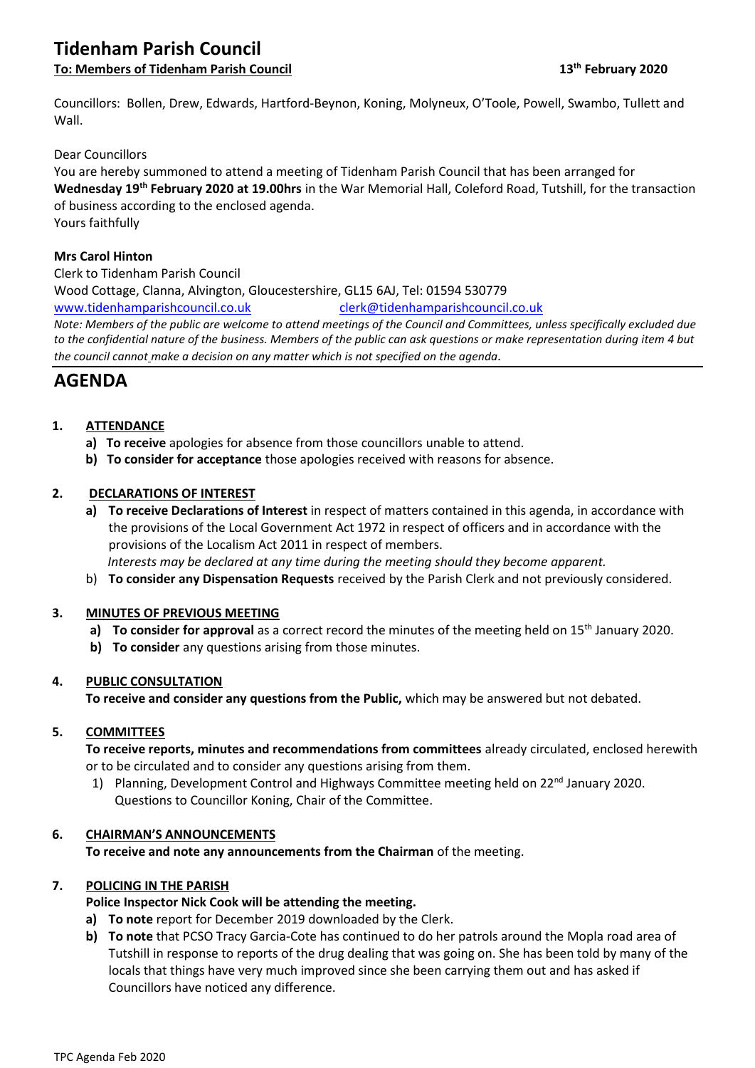# Tidenham Parish Council

**To: Members of Tidenham Parish Council** **13th February 2020**

Councillors: Bollen, Drew, Edwards, Hartford-Beynon, Koning, Molyneux, O'Toole, Powell, Swambo, Tullett and Wall.

Dear Councillors

You are hereby summoned to attend a meeting of Tidenham Parish Council that has been arranged for **Wednesday 19th February 2020 at 19.00hrs** in the War Memorial Hall, Coleford Road, Tutshill, for the transaction of business according to the enclosed agenda.

Yours faithfully

**Mrs Carol Hinton**

Clerk to Tidenham Parish Council

Wood Cottage, Clanna, Alvington, Gloucestershire, GL15 6AJ, Tel: 01594 530779

www.tidenhamparishcouncil.co.uk clerk@tidenhamparishcouncil.co.uk

*Note: Members of the public are welcome to attend meetings of the Council and Committees, unless specifically excluded due to the confidential nature of the business. Members of the public can ask questions or make representation during item 4 but the council cannot make a decision on any matter which is not specified on the agenda.*

# AGENDA

**1. ATTENDANCE**

- **a) To receive** apologies for absence from those councillors unable to attend.
- **b) To consider for acceptance** those apologies received with reasons for absence.

**2. DECLARATIONS OF INTEREST**

- **a) To receive Declarations of Interest** in respect of matters contained in this agenda, in accordance with the provisions of the Local Government Act 1972 in respect of officers and in accordance with the provisions of the Localism Act 2011 in respect of members.
  *Interests may be declared at any time during the meeting should they become apparent.*
- b) **To consider any Dispensation Requests** received by the Parish Clerk and not previously considered.

**3. MINUTES OF PREVIOUS MEETING**

- **a) To consider for approval** as a correct record the minutes of the meeting held on 15th January 2020.
- **b) To consider** any questions arising from those minutes.

**4. PUBLIC CONSULTATION**

**To receive and consider any questions from the Public,** which may be answered but not debated.

**5. COMMITTEES**

**To receive reports, minutes and recommendations from committees** already circulated, enclosed herewith or to be circulated and to consider any questions arising from them.

1) Planning, Development Control and Highways Committee meeting held on 22nd January 2020. Questions to Councillor Koning, Chair of the Committee.

**6. CHAIRMAN'S ANNOUNCEMENTS**

**To receive and note any announcements from the Chairman** of the meeting.

**7. POLICING IN THE PARISH**

**Police Inspector Nick Cook will be attending the meeting.**

- **a) To note** report for December 2019 downloaded by the Clerk.
- **b) To note** that PCSO Tracy Garcia-Cote has continued to do her patrols around the Mopla road area of Tutshill in response to reports of the drug dealing that was going on. She has been told by many of the locals that things have very much improved since she been carrying them out and has asked if Councillors have noticed any difference.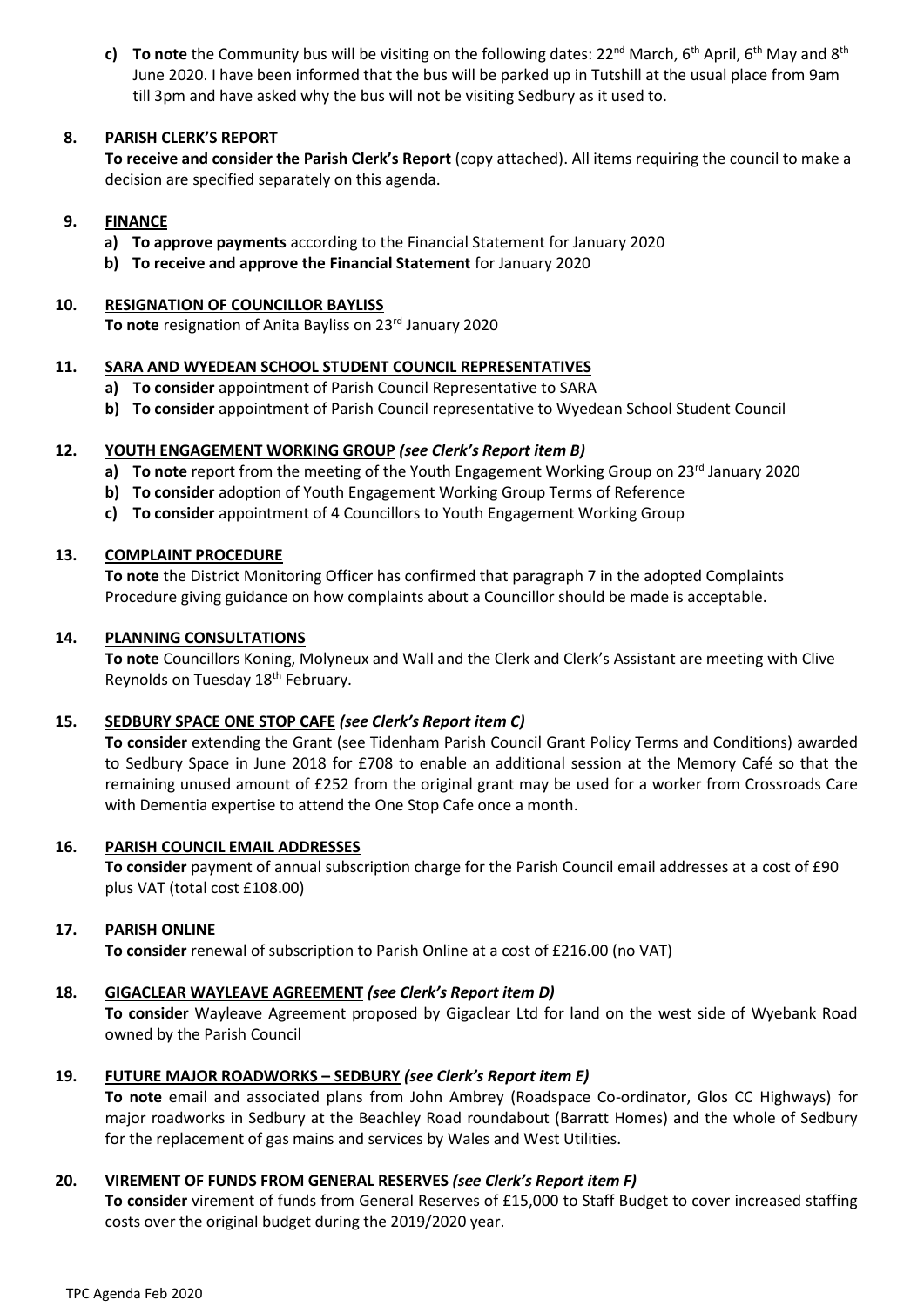c) **To note** the Community bus will be visiting on the following dates: 22nd March, 6th April, 6th May and 8th June 2020. I have been informed that the bus will be parked up in Tutshill at the usual place from 9am till 3pm and have asked why the bus will not be visiting Sedbury as it used to.

**8. PARISH CLERK'S REPORT**

**To receive and consider the Parish Clerk's Report** (copy attached). All items requiring the council to make a decision are specified separately on this agenda.

**9. FINANCE**

a) **To approve payments** according to the Financial Statement for January 2020
b) **To receive and approve the Financial Statement** for January 2020

**10. RESIGNATION OF COUNCILLOR BAYLISS**

**To note** resignation of Anita Bayliss on 23rd January 2020

**11. SARA AND WYEDEAN SCHOOL STUDENT COUNCIL REPRESENTATIVES**

a) **To consider** appointment of Parish Council Representative to SARA
b) **To consider** appointment of Parish Council representative to Wyedean School Student Council

**12. YOUTH ENGAGEMENT WORKING GROUP** *(see Clerk's Report item B)*

a) **To note** report from the meeting of the Youth Engagement Working Group on 23rd January 2020
b) **To consider** adoption of Youth Engagement Working Group Terms of Reference
c) **To consider** appointment of 4 Councillors to Youth Engagement Working Group

**13. COMPLAINT PROCEDURE**

**To note** the District Monitoring Officer has confirmed that paragraph 7 in the adopted Complaints Procedure giving guidance on how complaints about a Councillor should be made is acceptable.

**14. PLANNING CONSULTATIONS**

**To note** Councillors Koning, Molyneux and Wall and the Clerk and Clerk's Assistant are meeting with Clive Reynolds on Tuesday 18th February.

**15. SEDBURY SPACE ONE STOP CAFE** *(see Clerk's Report item C)*

**To consider** extending the Grant (see Tidenham Parish Council Grant Policy Terms and Conditions) awarded to Sedbury Space in June 2018 for £708 to enable an additional session at the Memory Café so that the remaining unused amount of £252 from the original grant may be used for a worker from Crossroads Care with Dementia expertise to attend the One Stop Cafe once a month.

**16. PARISH COUNCIL EMAIL ADDRESSES**

**To consider** payment of annual subscription charge for the Parish Council email addresses at a cost of £90 plus VAT (total cost £108.00)

**17. PARISH ONLINE**

**To consider** renewal of subscription to Parish Online at a cost of £216.00 (no VAT)

**18. GIGACLEAR WAYLEAVE AGREEMENT** *(see Clerk's Report item D)*

**To consider** Wayleave Agreement proposed by Gigaclear Ltd for land on the west side of Wyebank Road owned by the Parish Council

**19. FUTURE MAJOR ROADWORKS – SEDBURY** *(see Clerk's Report item E)*

**To note** email and associated plans from John Ambrey (Roadspace Co-ordinator, Glos CC Highways) for major roadworks in Sedbury at the Beachley Road roundabout (Barratt Homes) and the whole of Sedbury for the replacement of gas mains and services by Wales and West Utilities.

**20. VIREMENT OF FUNDS FROM GENERAL RESERVES** *(see Clerk's Report item F)*

**To consider** virement of funds from General Reserves of £15,000 to Staff Budget to cover increased staffing costs over the original budget during the 2019/2020 year.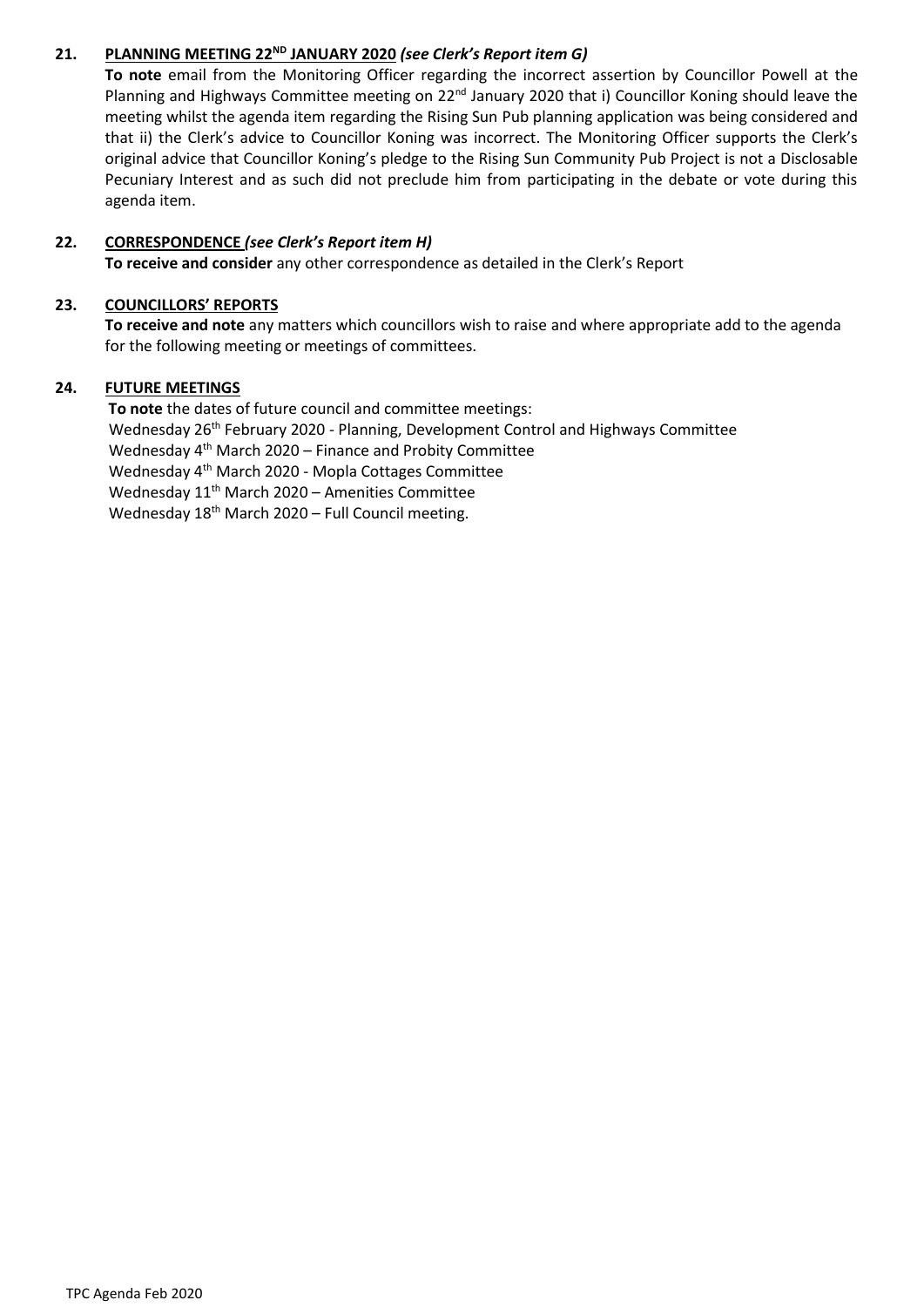**21. PLANNING MEETING 22ND JANUARY 2020** ***(see Clerk's Report item G)***

**To note** email from the Monitoring Officer regarding the incorrect assertion by Councillor Powell at the Planning and Highways Committee meeting on 22nd January 2020 that i) Councillor Koning should leave the meeting whilst the agenda item regarding the Rising Sun Pub planning application was being considered and that ii) the Clerk's advice to Councillor Koning was incorrect. The Monitoring Officer supports the Clerk's original advice that Councillor Koning's pledge to the Rising Sun Community Pub Project is not a Disclosable Pecuniary Interest and as such did not preclude him from participating in the debate or vote during this agenda item.

**22. CORRESPONDENCE** ***(see Clerk's Report item H)***

**To receive and consider** any other correspondence as detailed in the Clerk's Report

**23. COUNCILLORS' REPORTS**

**To receive and note** any matters which councillors wish to raise and where appropriate add to the agenda for the following meeting or meetings of committees.

**24. FUTURE MEETINGS**

**To note** the dates of future council and committee meetings:
Wednesday 26th February 2020 - Planning, Development Control and Highways Committee
Wednesday 4th March 2020 – Finance and Probity Committee
Wednesday 4th March 2020 - Mopla Cottages Committee
Wednesday 11th March 2020 – Amenities Committee
Wednesday 18th March 2020 – Full Council meeting.